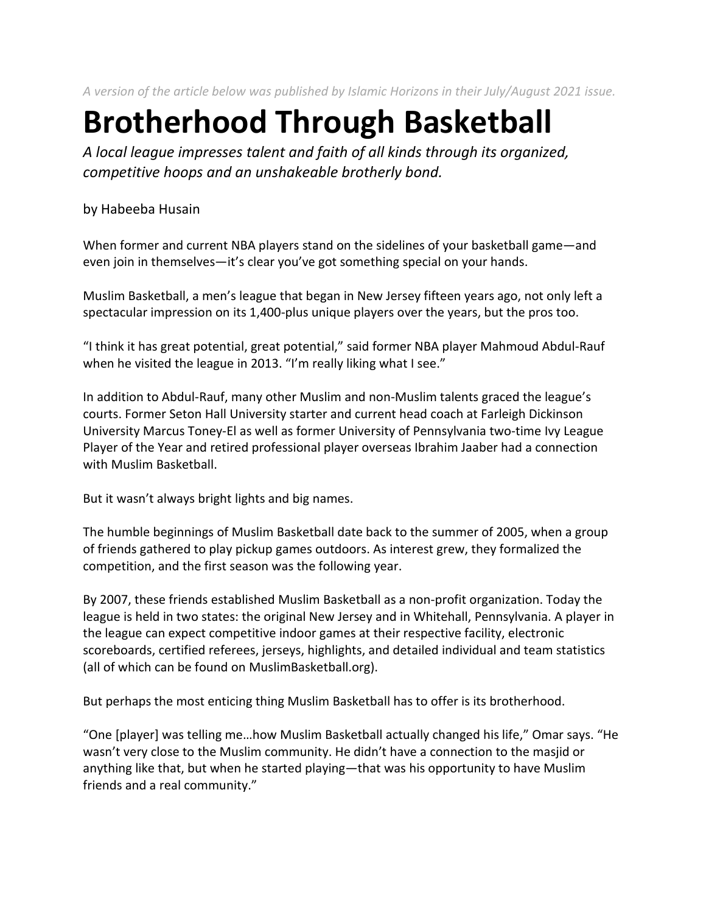*A version of the article below was published by Islamic Horizons in their July/August 2021 issue.*

# Brotherhood Through Basketball

*A local league impresses talent and faith of all kinds through its organized, competitive hoops and an unshakeable brotherly bond.*

by Habeeba Husain

When former and current NBA players stand on the sidelines of your basketball game—and even join in themselves—it's clear you've got something special on your hands.

Muslim Basketball, a men's league that began in New Jersey fifteen years ago, not only left a spectacular impression on its 1,400-plus unique players over the years, but the pros too.

"I think it has great potential, great potential," said former NBA player Mahmoud Abdul-Rauf when he visited the league in 2013. "I'm really liking what I see."

In addition to Abdul-Rauf, many other Muslim and non-Muslim talents graced the league's courts. Former Seton Hall University starter and current head coach at Farleigh Dickinson University Marcus Toney-El as well as former University of Pennsylvania two-time Ivy League Player of the Year and retired professional player overseas Ibrahim Jaaber had a connection with Muslim Basketball.

But it wasn't always bright lights and big names.

The humble beginnings of Muslim Basketball date back to the summer of 2005, when a group of friends gathered to play pickup games outdoors. As interest grew, they formalized the competition, and the first season was the following year.

By 2007, these friends established Muslim Basketball as a non-profit organization. Today the league is held in two states: the original New Jersey and in Whitehall, Pennsylvania. A player in the league can expect competitive indoor games at their respective facility, electronic scoreboards, certified referees, jerseys, highlights, and detailed individual and team statistics (all of which can be found on MuslimBasketball.org).

But perhaps the most enticing thing Muslim Basketball has to offer is its brotherhood.

"One [player] was telling me…how Muslim Basketball actually changed his life," Omar says. "He wasn't very close to the Muslim community. He didn't have a connection to the masjid or anything like that, but when he started playing—that was his opportunity to have Muslim friends and a real community."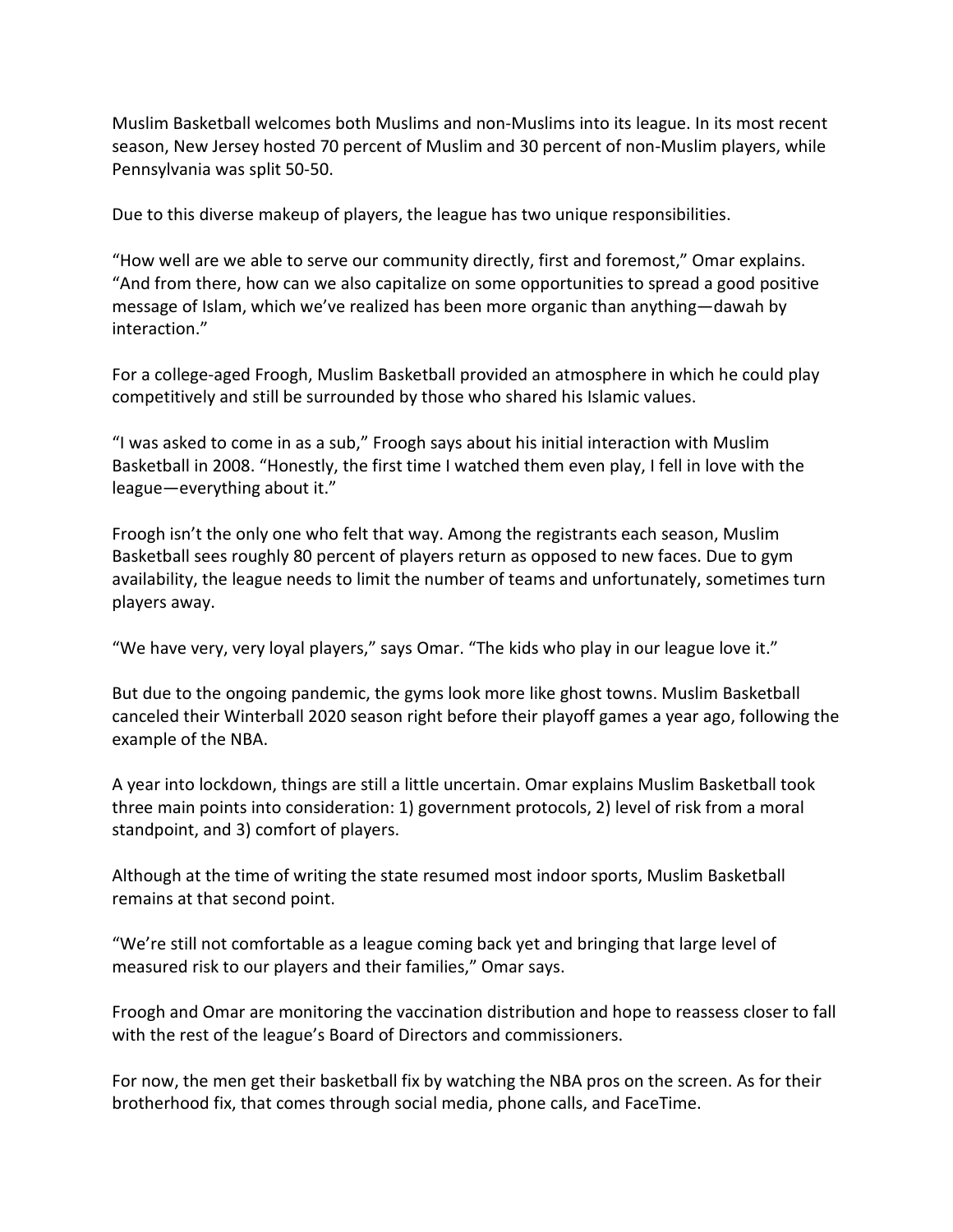Muslim Basketball welcomes both Muslims and non-Muslims into its league. In its most recent season, New Jersey hosted 70 percent of Muslim and 30 percent of non-Muslim players, while Pennsylvania was split 50-50.

Due to this diverse makeup of players, the league has two unique responsibilities.

"How well are we able to serve our community directly, first and foremost," Omar explains. "And from there, how can we also capitalize on some opportunities to spread a good positive message of Islam, which we've realized has been more organic than anything—dawah by interaction."

For a college-aged Froogh, Muslim Basketball provided an atmosphere in which he could play competitively and still be surrounded by those who shared his Islamic values.

"I was asked to come in as a sub," Froogh says about his initial interaction with Muslim Basketball in 2008. "Honestly, the first time I watched them even play, I fell in love with the league—everything about it."

Froogh isn't the only one who felt that way. Among the registrants each season, Muslim Basketball sees roughly 80 percent of players return as opposed to new faces. Due to gym availability, the league needs to limit the number of teams and unfortunately, sometimes turn players away.

"We have very, very loyal players," says Omar. "The kids who play in our league love it."

But due to the ongoing pandemic, the gyms look more like ghost towns. Muslim Basketball canceled their Winterball 2020 season right before their playoff games a year ago, following the example of the NBA.

A year into lockdown, things are still a little uncertain. Omar explains Muslim Basketball took three main points into consideration: 1) government protocols, 2) level of risk from a moral standpoint, and 3) comfort of players.

Although at the time of writing the state resumed most indoor sports, Muslim Basketball remains at that second point.

"We're still not comfortable as a league coming back yet and bringing that large level of measured risk to our players and their families," Omar says.

Froogh and Omar are monitoring the vaccination distribution and hope to reassess closer to fall with the rest of the league's Board of Directors and commissioners.

For now, the men get their basketball fix by watching the NBA pros on the screen. As for their brotherhood fix, that comes through social media, phone calls, and FaceTime.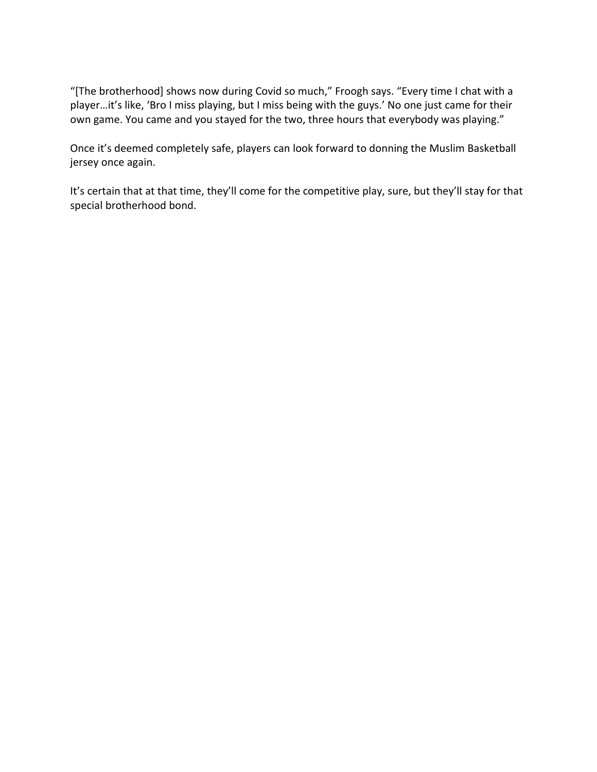“[The brotherhood] shows now during Covid so much,” Froogh says. “Every time I chat with a player…it’s like, ‘Bro I miss playing, but I miss being with the guys.’ No one just came for their own game. You came and you stayed for the two, three hours that everybody was playing.”

Once it’s deemed completely safe, players can look forward to donning the Muslim Basketball jersey once again.

It’s certain that at that time, they’ll come for the competitive play, sure, but they’ll stay for that special brotherhood bond.